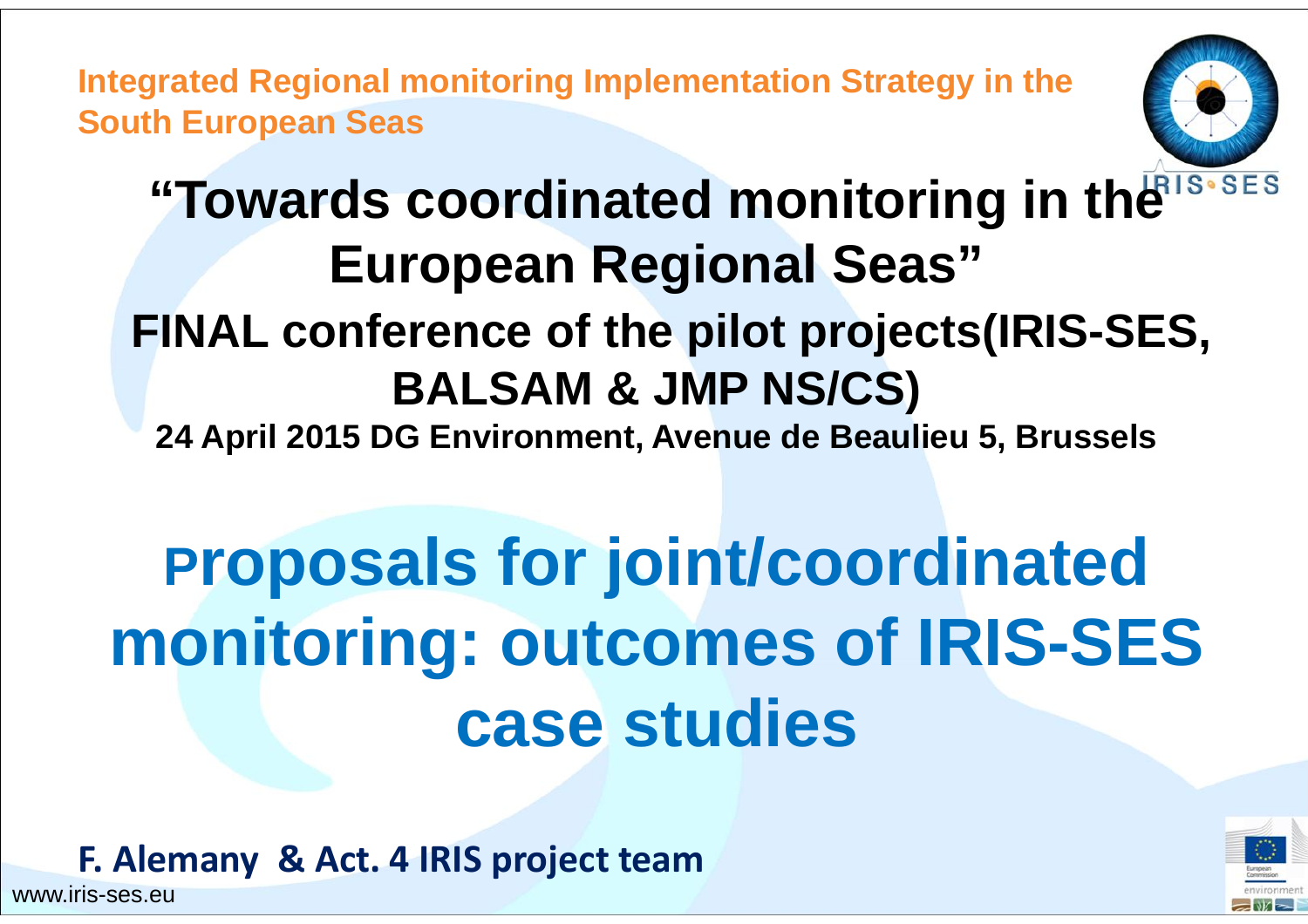Integrated Regional monitoring Implementation Strategy in the South European Seas

# "Towards coordinated monitoring in the European Regional Seas"

## FINAL conference of the pilot projects(IRIS-SES, BALSAM & JMP NS/CS)

**24 April 2015 DG Environment, Avenue de Beaulieu 5, Brussels**

# Proposals for joint/coordinated monitoring: outcomes of IRIS-SES case studies

**F. Alemany & Act. 4 IRIS project team**

www.iris-ses.eu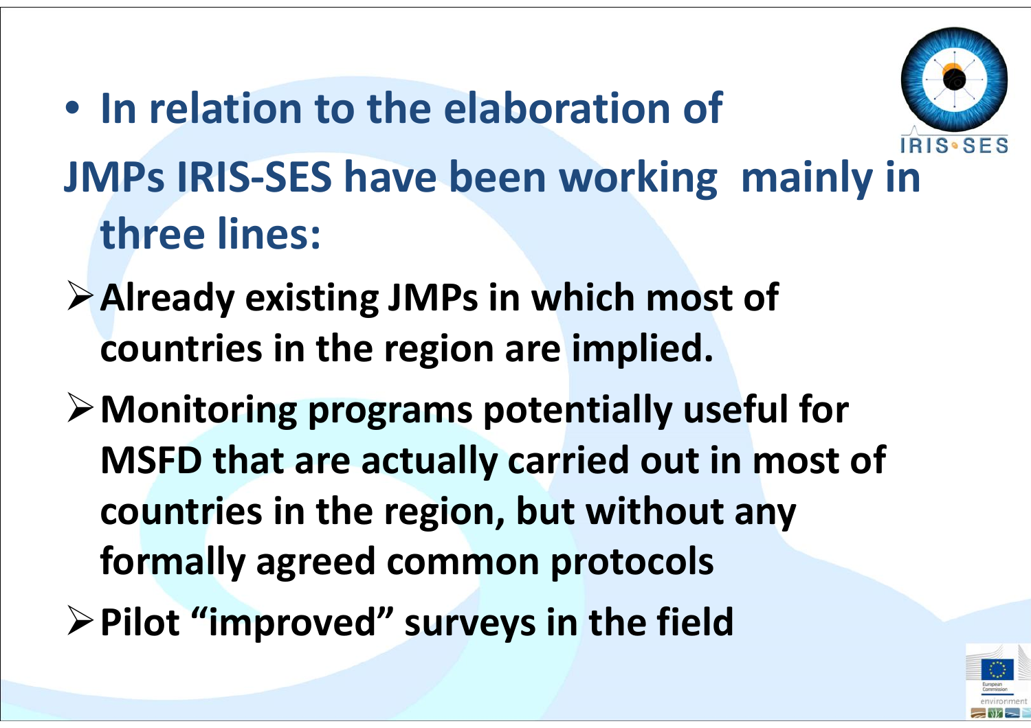- **In relation to the elaboration of JMPs IRIS-SES have been working mainly in three lines:**
  - **Already existing JMPs in which most of countries in the region are implied.**
  - **Monitoring programs potentially useful for MSFD that are actually carried out in most of countries in the region, but without any formally agreed common protocols**
  - **Pilot "improved" surveys in the field**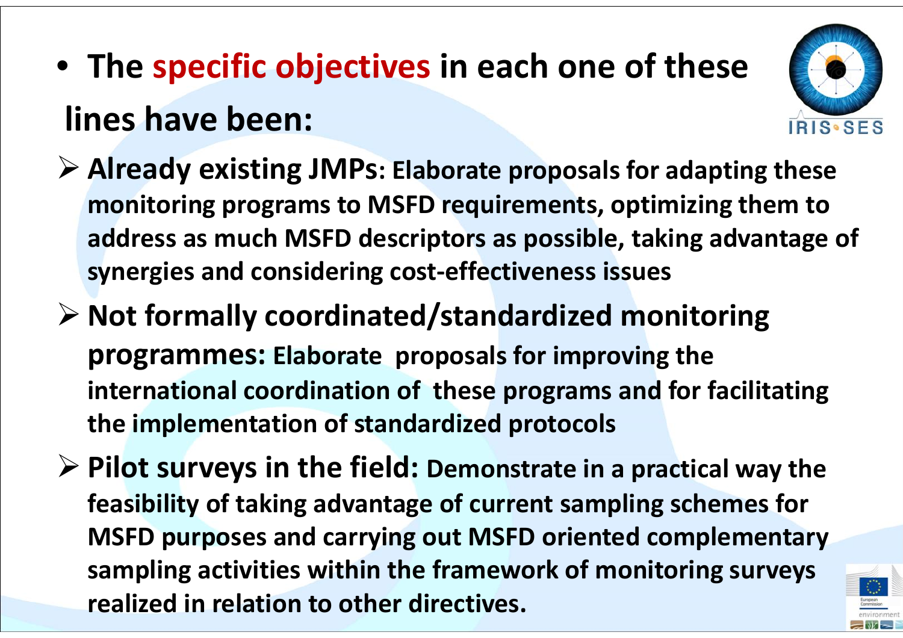- **The specific objectives in each one of these lines have been:**

  - **Already existing JMPs: Elaborate proposals for adapting these monitoring programs to MSFD requirements, optimizing them to address as much MSFD descriptors as possible, taking advantage of synergies and considering cost-effectiveness issues**
  - **Not formally coordinated/standardized monitoring programmes: Elaborate proposals for improving the international coordination of these programs and for facilitating the implementation of standardized protocols**
  - **Pilot surveys in the field: Demonstrate in a practical way the feasibility of taking advantage of current sampling schemes for MSFD purposes and carrying out MSFD oriented complementary sampling activities within the framework of monitoring surveys realized in relation to other directives.**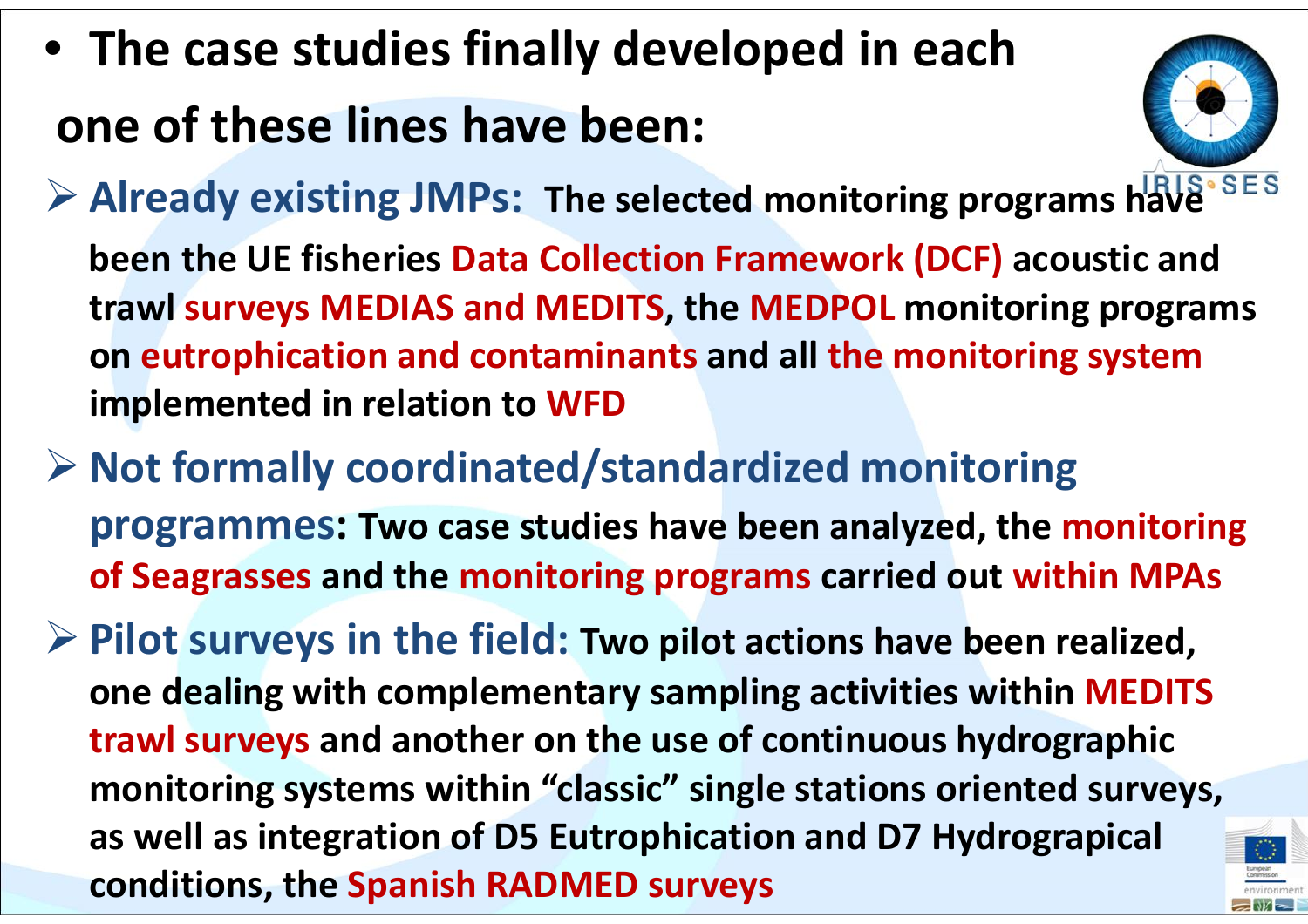- **The case studies finally developed in each one of these lines have been:**

  - **Already existing JMPs:** **The selected monitoring programs have been the UE fisheries Data Collection Framework (DCF) acoustic and trawl surveys MEDIAS and MEDITS, the MEDPOL monitoring programs on eutrophication and contaminants and all the monitoring system implemented in relation to WFD**

  - **Not formally coordinated/standardized monitoring programmes:** **Two case studies have been analyzed, the monitoring of Seagrasses and the monitoring programs carried out within MPAs**

  - **Pilot surveys in the field:** **Two pilot actions have been realized, one dealing with complementary sampling activities within MEDITS trawl surveys and another on the use of continuous hydrographic monitoring systems within “classic” single stations oriented surveys, as well as integration of D5 Eutrophication and D7 Hydrograpical conditions, the Spanish RADMED surveys**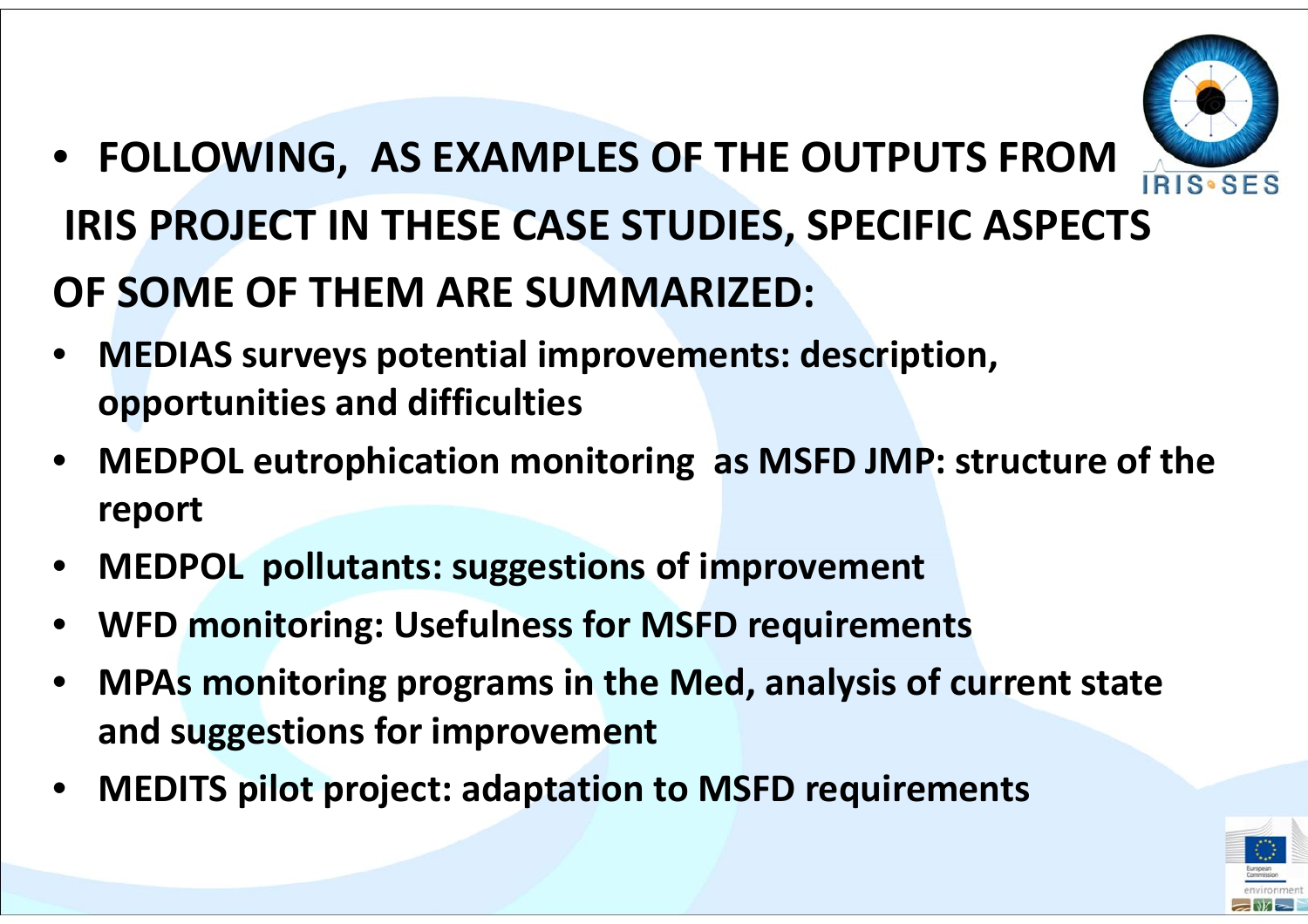- **FOLLOWING, AS EXAMPLES OF THE OUTPUTS FROM IRIS PROJECT IN THESE CASE STUDIES, SPECIFIC ASPECTS OF SOME OF THEM ARE SUMMARIZED:**
- **MEDIAS surveys potential improvements: description, opportunities and difficulties**
- **MEDPOL eutrophication monitoring as MSFD JMP: structure of the report**
- **MEDPOL pollutants: suggestions of improvement**
- **WFD monitoring: Usefulness for MSFD requirements**
- **MPAs monitoring programs in the Med, analysis of current state and suggestions for improvement**
- **MEDITS pilot project: adaptation to MSFD requirements**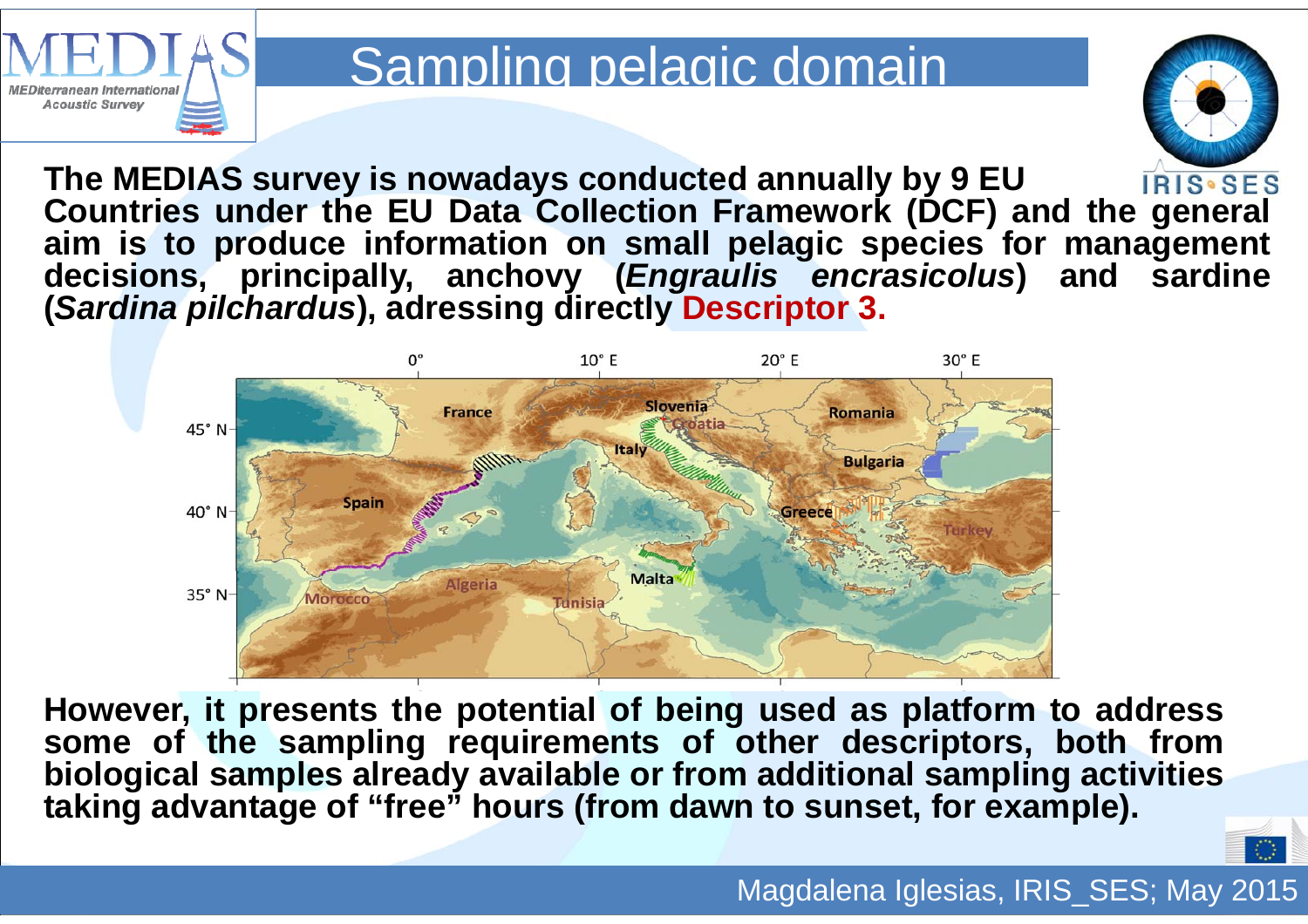# Sampling pelagic domain

**The MEDIAS survey is nowadays conducted annually by 9 EU Countries under the EU Data Collection Framework (DCF) and the general aim is to produce information on small pelagic species for management decisions, principally, anchovy (*Engraulis encrasicolus*) and sardine (*Sardina pilchardus*), adressing directly Descriptor 3.**

**However, it presents the potential of being used as platform to address some of the sampling requirements of other descriptors, both from biological samples already available or from additional sampling activities taking advantage of "free" hours (from dawn to sunset, for example).**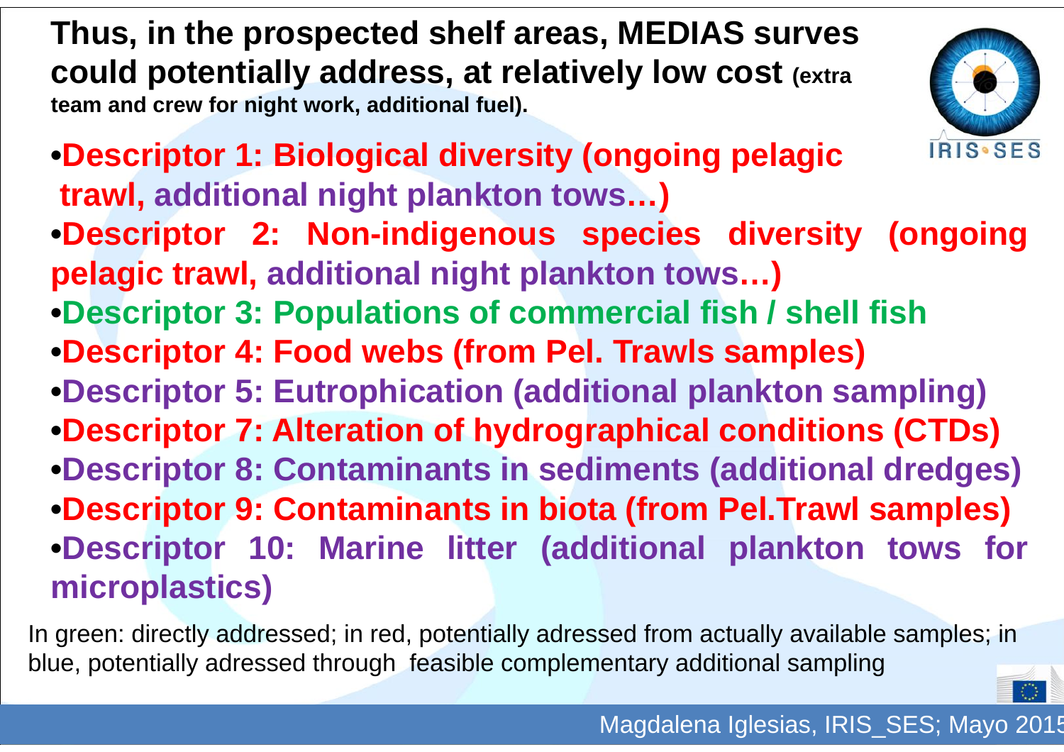**Thus, in the prospected shelf areas, MEDIAS surves could potentially address, at relatively low cost (extra team and crew for night work, additional fuel).**

- **Descriptor 1: Biological diversity (ongoing pelagic trawl, additional night plankton tows…)**
- **Descriptor 2: Non-indigenous species diversity (ongoing pelagic trawl, additional night plankton tows…)**
- **Descriptor 3: Populations of commercial fish / shell fish**
- **Descriptor 4: Food webs (from Pel. Trawls samples)**
- **Descriptor 5: Eutrophication (additional plankton sampling)**
- **Descriptor 7: Alteration of hydrographical conditions (CTDs)**
- **Descriptor 8: Contaminants in sediments (additional dredges)**
- **Descriptor 9: Contaminants in biota (from Pel.Trawl samples)**
- **Descriptor 10: Marine litter (additional plankton tows for microplastics)**

In green: directly addressed; in red, potentially adressed from actually available samples; in blue, potentially adressed through feasible complementary additional sampling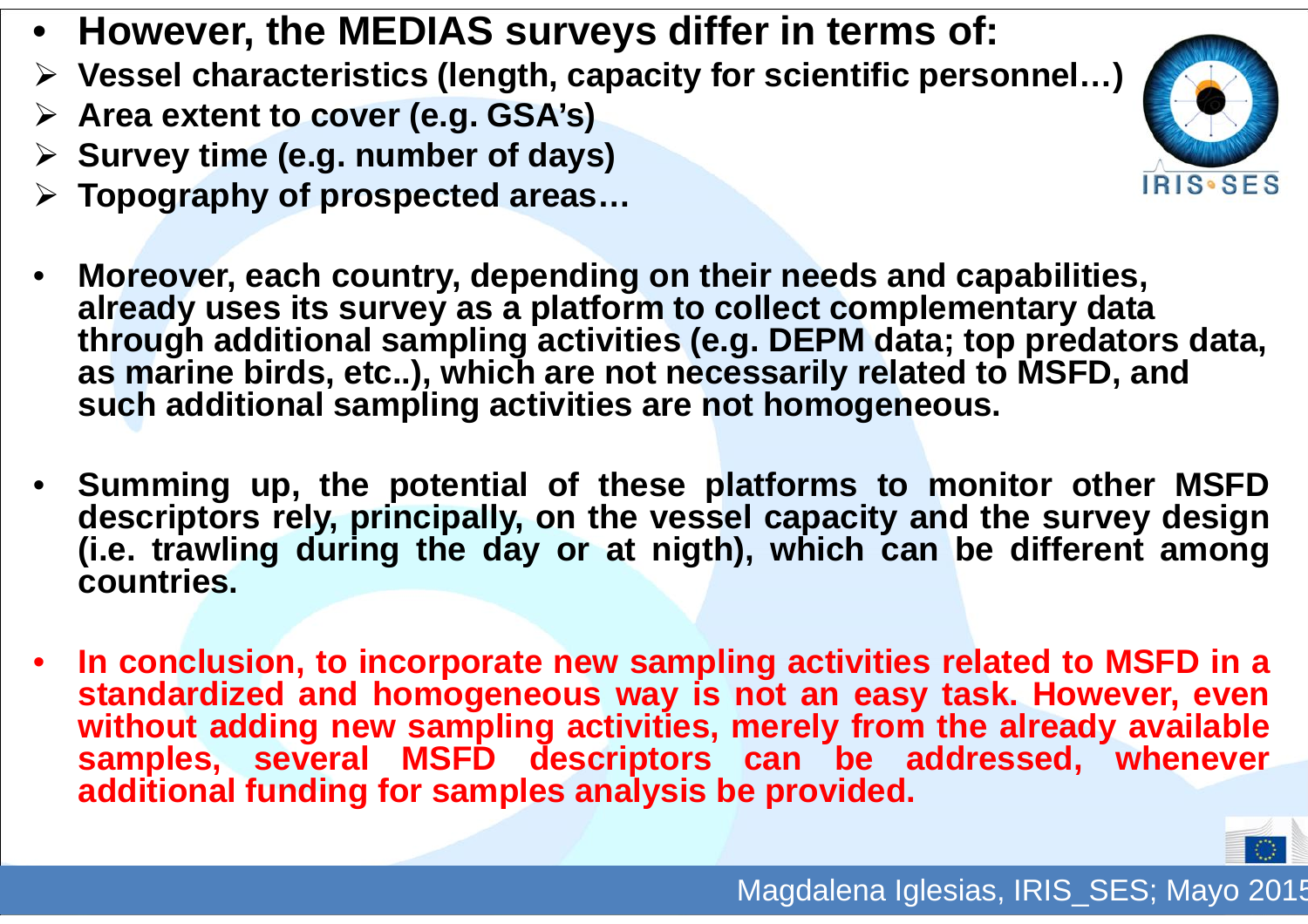- **However, the MEDIAS surveys differ in terms of:**
  - **Vessel characteristics (length, capacity for scientific personnel…)**
  - **Area extent to cover (e.g. GSA's)**
  - **Survey time (e.g. number of days)**
  - **Topography of prospected areas…**

- **Moreover, each country, depending on their needs and capabilities, already uses its survey as a platform to collect complementary data through additional sampling activities (e.g. DEPM data; top predators data, as marine birds, etc..), which are not necessarily related to MSFD, and such additional sampling activities are not homogeneous.**

- **Summing up, the potential of these platforms to monitor other MSFD descriptors rely, principally, on the vessel capacity and the survey design (i.e. trawling during the day or at nigth), which can be different among countries.**

- **In conclusion, to incorporate new sampling activities related to MSFD in a standardized and homogeneous way is not an easy task. However, even without adding new sampling activities, merely from the already available samples, several MSFD descriptors can be addressed, whenever additional funding for samples analysis be provided.**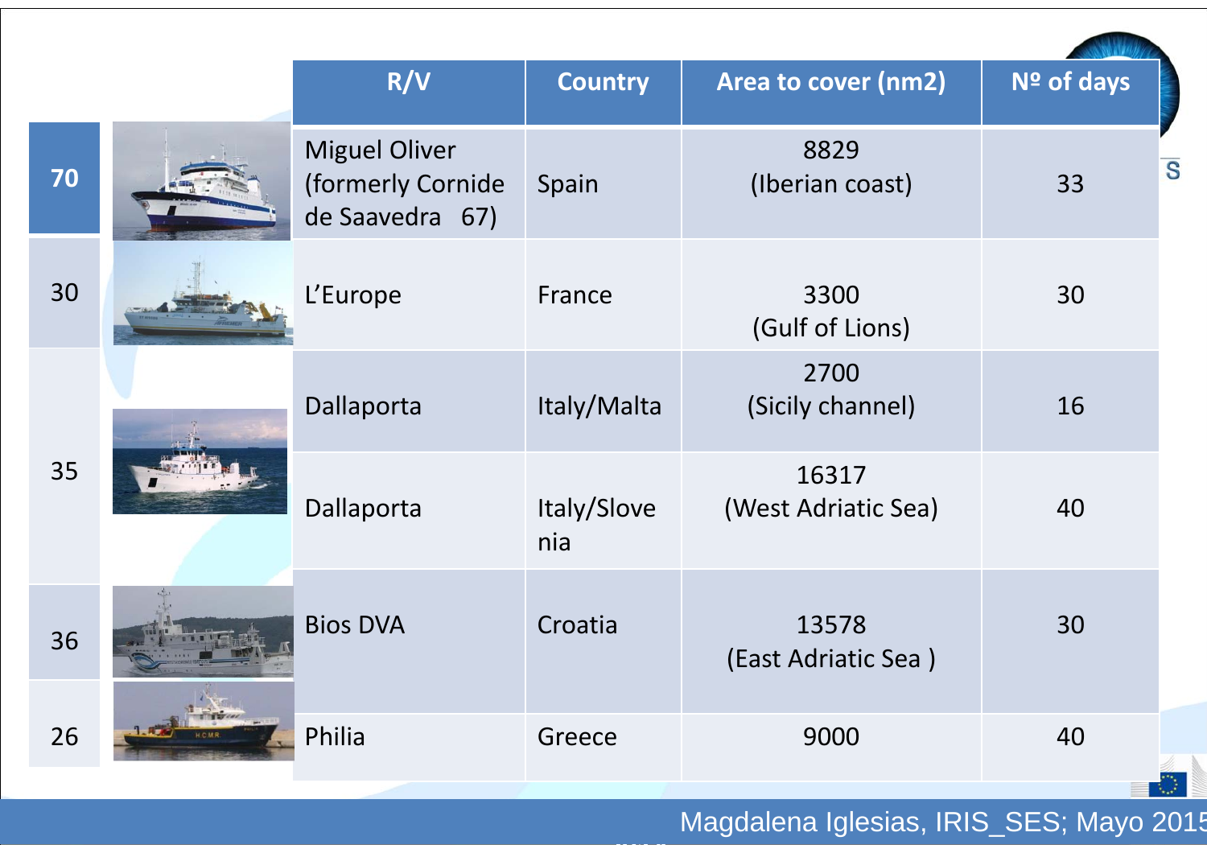| | R/V | Country | Area to cover (nm2) | Nº of days |
|---|---|---|---|---|
| 70 | Miguel Oliver (formerly Cornide de Saavedra 67) | Spain | 8829 (Iberian coast) | 33 |
| 30 | L'Europe | France | 3300 (Gulf of Lions) | 30 |
| 35 | Dallaporta | Italy/Malta | 2700 (Sicily channel) | 16 |
| | Dallaporta | Italy/Slovenia | 16317 (West Adriatic Sea) | 40 |
| 36 | Bios DVA | Croatia | 13578 (East Adriatic Sea ) | 30 |
| 26 | Philia | Greece | 9000 | 40 |

Magdalena Iglesias, IRIS_SES; Mayo 2015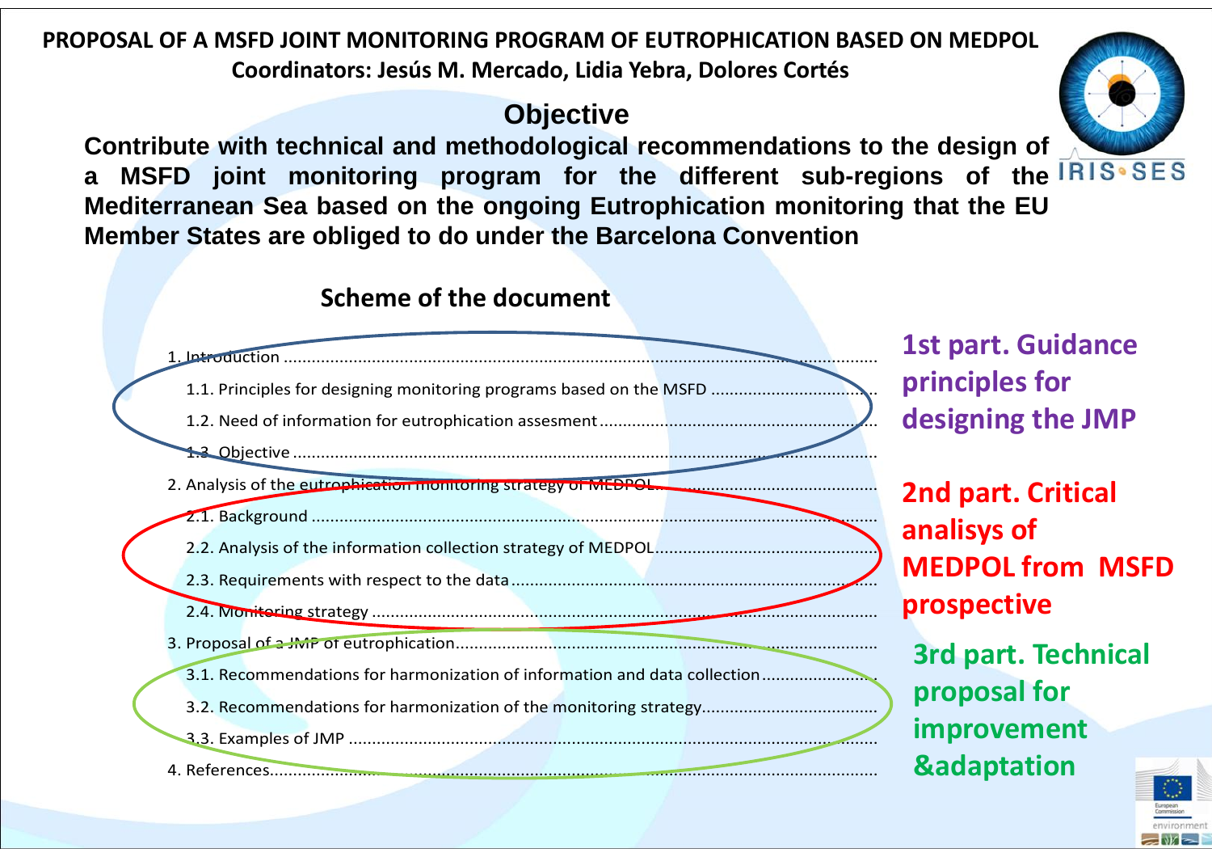**PROPOSAL OF A MSFD JOINT MONITORING PROGRAM OF EUTROPHICATION BASED ON MEDPOL**

**Coordinators: Jesús M. Mercado, Lidia Yebra, Dolores Cortés**

## Objective

**Contribute with technical and methodological recommendations to the design of a MSFD joint monitoring program for the different sub-regions of the Mediterranean Sea based on the ongoing Eutrophication monitoring that the EU Member States are obliged to do under the Barcelona Convention**

### Scheme of the document

1. Introduction
   - 1.1. Principles for designing monitoring programs based on the MSFD
   - 1.2. Need of information for eutrophication assesment
   - 1.3. Objective

**1st part. Guidance principles for designing the JMP**

2. Analysis of the eutrophication monitoring strategy of MEDPOL
   - 2.1. Background
   - 2.2. Analysis of the information collection strategy of MEDPOL
   - 2.3. Requirements with respect to the data
   - 2.4. Monitoring strategy

**2nd part. Critical analisys of MEDPOL from MSFD prospective**

3. Proposal of a JMP of eutrophication
   - 3.1. Recommendations for harmonization of information and data collection
   - 3.2. Recommendations for harmonization of the monitoring strategy
   - 3.3. Examples of JMP
4. References

**3rd part. Technical proposal for improvement &adaptation**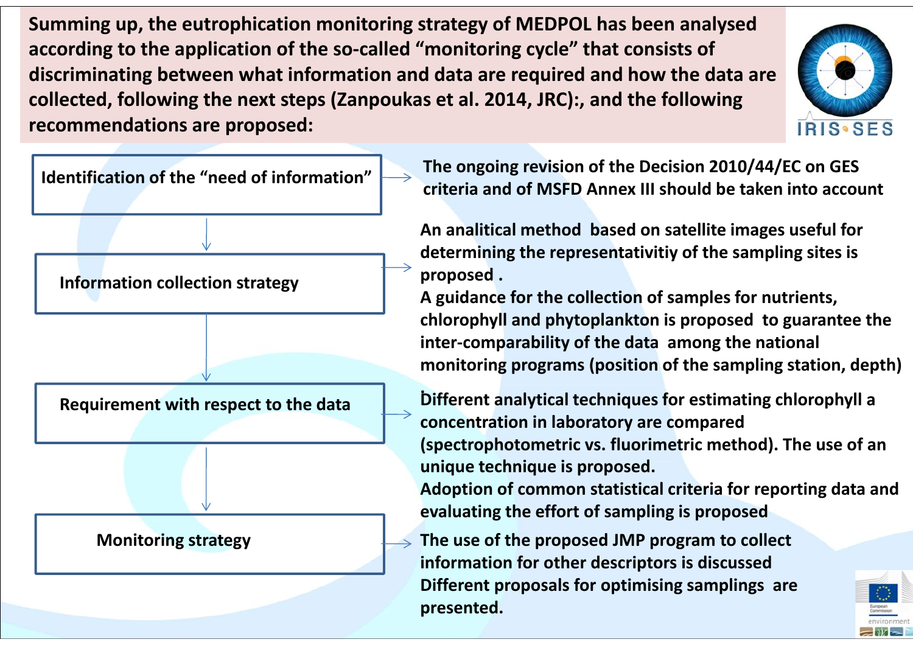**Summing up, the eutrophication monitoring strategy of MEDPOL has been analysed according to the application of the so-called "monitoring cycle" that consists of discriminating between what information and data are required and how the data are collected, following the next steps (Zanpoukas et al. 2014, JRC):, and the following recommendations are proposed:**

IRIS SES

**Identification of the "need of information"** → The ongoing revision of the Decision 2010/44/EC on GES criteria and of MSFD Annex III should be taken into account

**Information collection strategy** → An analitical method based on satellite images useful for determining the representativitiy of the sampling sites is proposed .
A guidance for the collection of samples for nutrients, chlorophyll and phytoplankton is proposed to guarantee the inter-comparability of the data among the national monitoring programs (position of the sampling station, depth)

**Requirement with respect to the data** → Different analytical techniques for estimating chlorophyll a concentration in laboratory are compared (spectrophotometric vs. fluorimetric method). The use of an unique technique is proposed.
Adoption of common statistical criteria for reporting data and evaluating the effort of sampling is proposed

**Monitoring strategy** → The use of the proposed JMP program to collect information for other descriptors is discussed
Different proposals for optimising samplings are presented.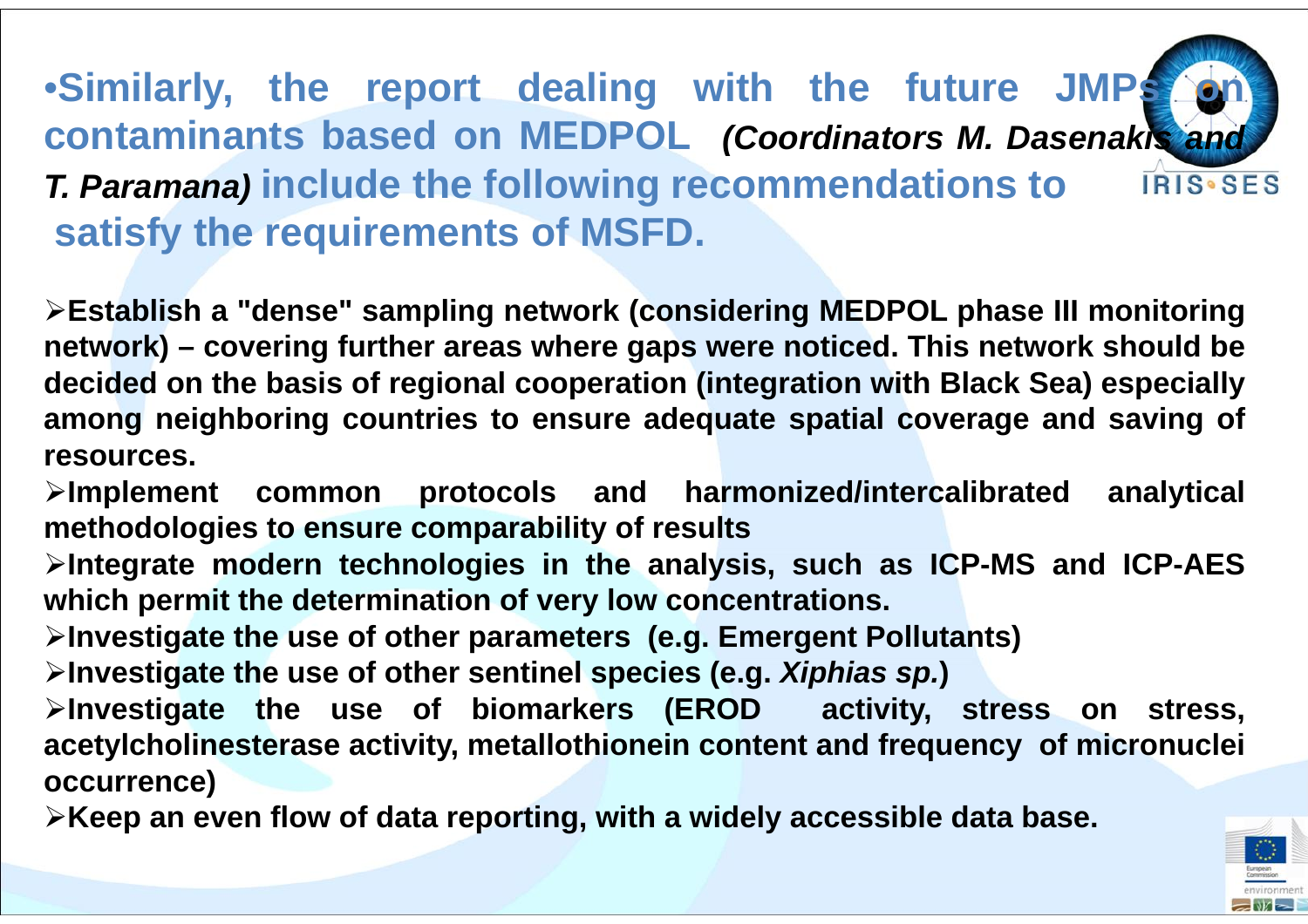**•Similarly, the report dealing with the future JMPs on contaminants based on MEDPOL** ***(Coordinators M. Dasenakis and T. Paramana)*** **include the following recommendations to satisfy the requirements of MSFD.**

- **Establish a "dense" sampling network (considering MEDPOL phase III monitoring network) – covering further areas where gaps were noticed. This network should be decided on the basis of regional cooperation (integration with Black Sea) especially among neighboring countries to ensure adequate spatial coverage and saving of resources.**
- **Implement common protocols and harmonized/intercalibrated analytical methodologies to ensure comparability of results**
- **Integrate modern technologies in the analysis, such as ICP-MS and ICP-AES which permit the determination of very low concentrations.**
- **Investigate the use of other parameters (e.g. Emergent Pollutants)**
- **Investigate the use of other sentinel species (e.g.** ***Xiphias sp.*****)**
- **Investigate the use of biomarkers (EROD activity, stress on stress, acetylcholinesterase activity, metallothionein content and frequency of micronuclei occurrence)**
- **Keep an even flow of data reporting, with a widely accessible data base.**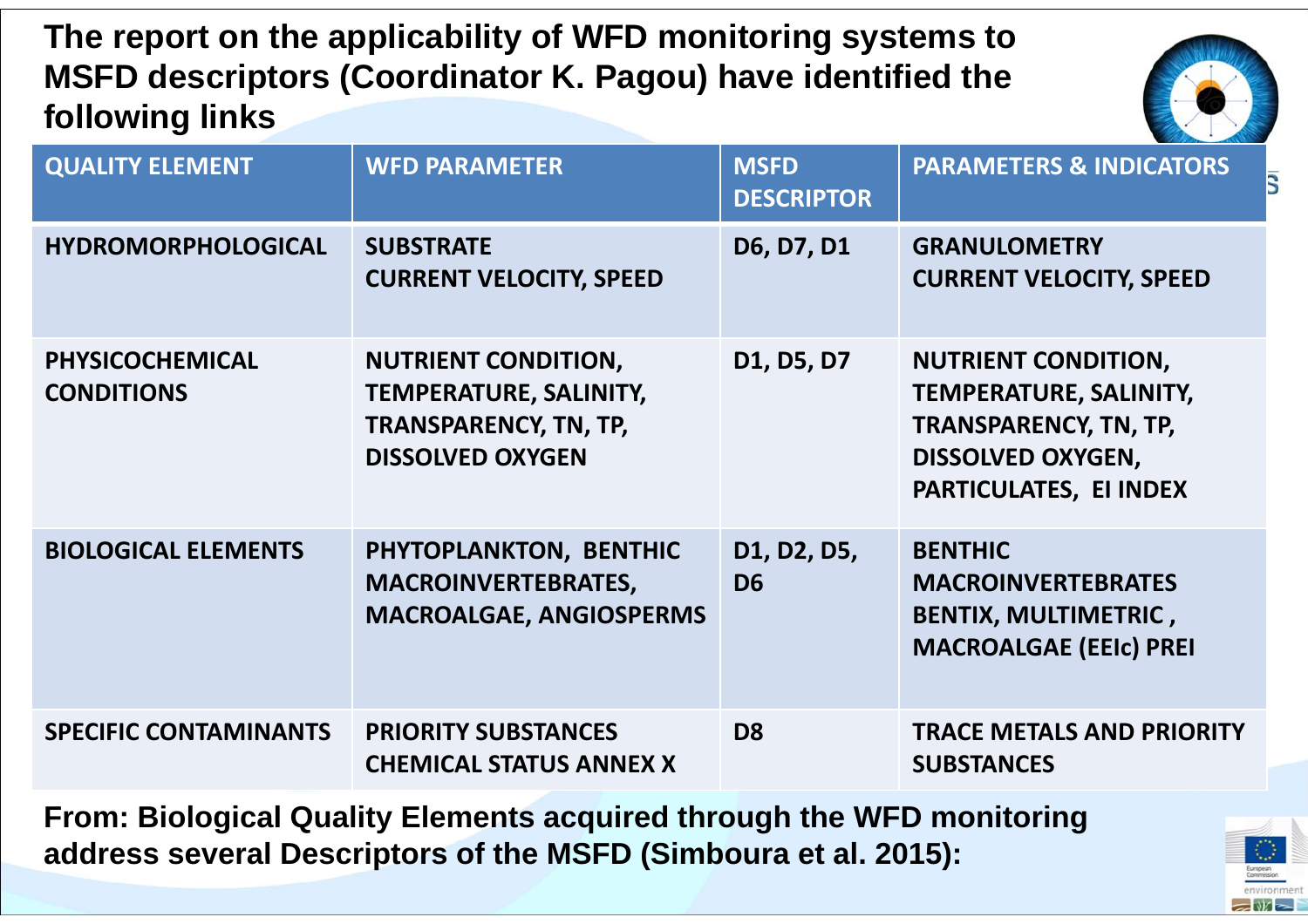**The report on the applicability of WFD monitoring systems to MSFD descriptors (Coordinator K. Pagou) have identified the following links**

| QUALITY ELEMENT | WFD PARAMETER | MSFD DESCRIPTOR | PARAMETERS & INDICATORS |
|---|---|---|---|
| HYDROMORPHOLOGICAL | SUBSTRATE<br>CURRENT VELOCITY, SPEED | D6, D7, D1 | GRANULOMETRY<br>CURRENT VELOCITY, SPEED |
| PHYSICOCHEMICAL CONDITIONS | NUTRIENT CONDITION, TEMPERATURE, SALINITY, TRANSPARENCY, TN, TP, DISSOLVED OXYGEN | D1, D5, D7 | NUTRIENT CONDITION, TEMPERATURE, SALINITY, TRANSPARENCY, TN, TP, DISSOLVED OXYGEN, PARTICULATES, EI INDEX |
| BIOLOGICAL ELEMENTS | PHYTOPLANKTON, BENTHIC MACROINVERTEBRATES, MACROALGAE, ANGIOSPERMS | D1, D2, D5, D6 | BENTHIC MACROINVERTEBRATES BENTIX, MULTIMETRIC, MACROALGAE (EEIc) PREI |
| SPECIFIC CONTAMINANTS | PRIORITY SUBSTANCES<br>CHEMICAL STATUS ANNEX X | D8 | TRACE METALS AND PRIORITY SUBSTANCES |

**From: Biological Quality Elements acquired through the WFD monitoring address several Descriptors of the MSFD (Simboura et al. 2015):**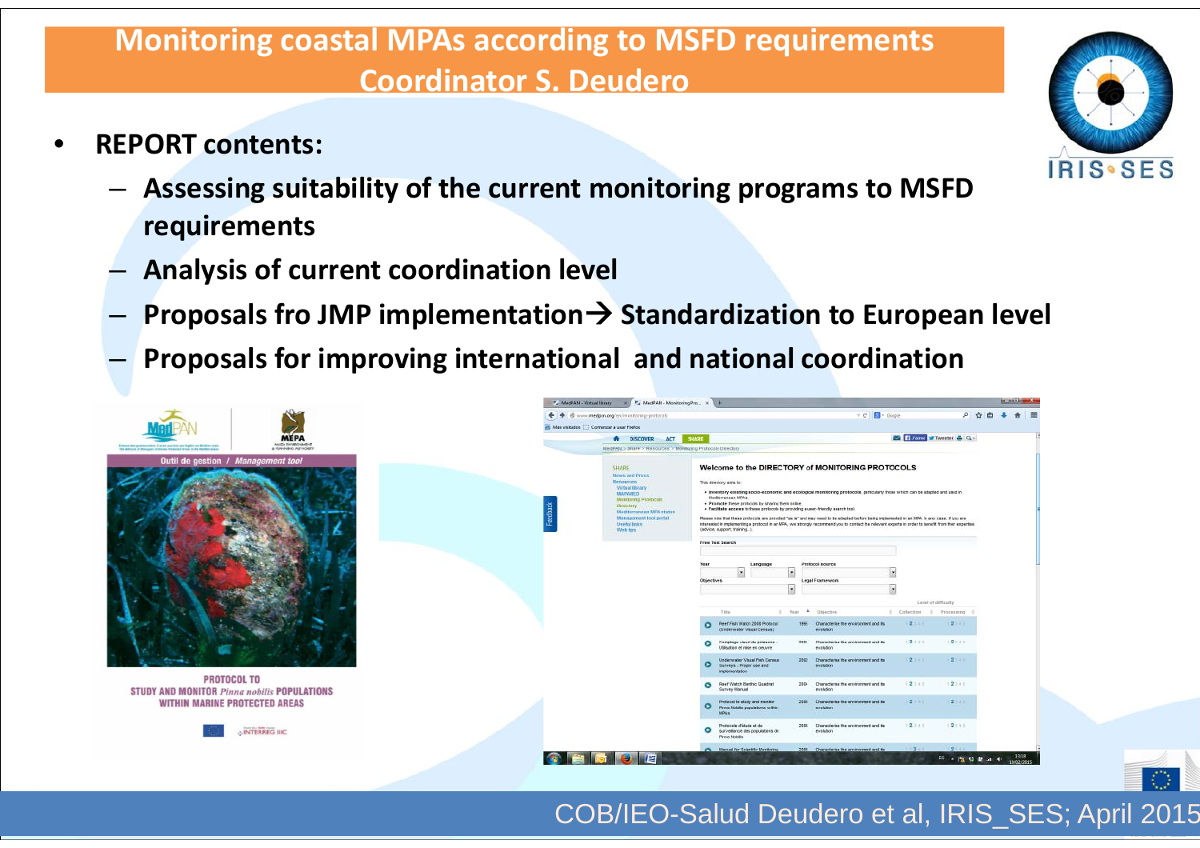# Monitoring coastal MPAs according to MSFD requirements Coordinator S. Deudero

- **REPORT contents:**
  - **Assessing suitability of the current monitoring programs to MSFD requirements**
  - **Analysis of current coordination level**
  - **Proposals fro JMP implementation→ Standardization to European level**
  - **Proposals for improving international and national coordination**

COB/IEO-Salud Deudero et al, IRIS_SES; April 2015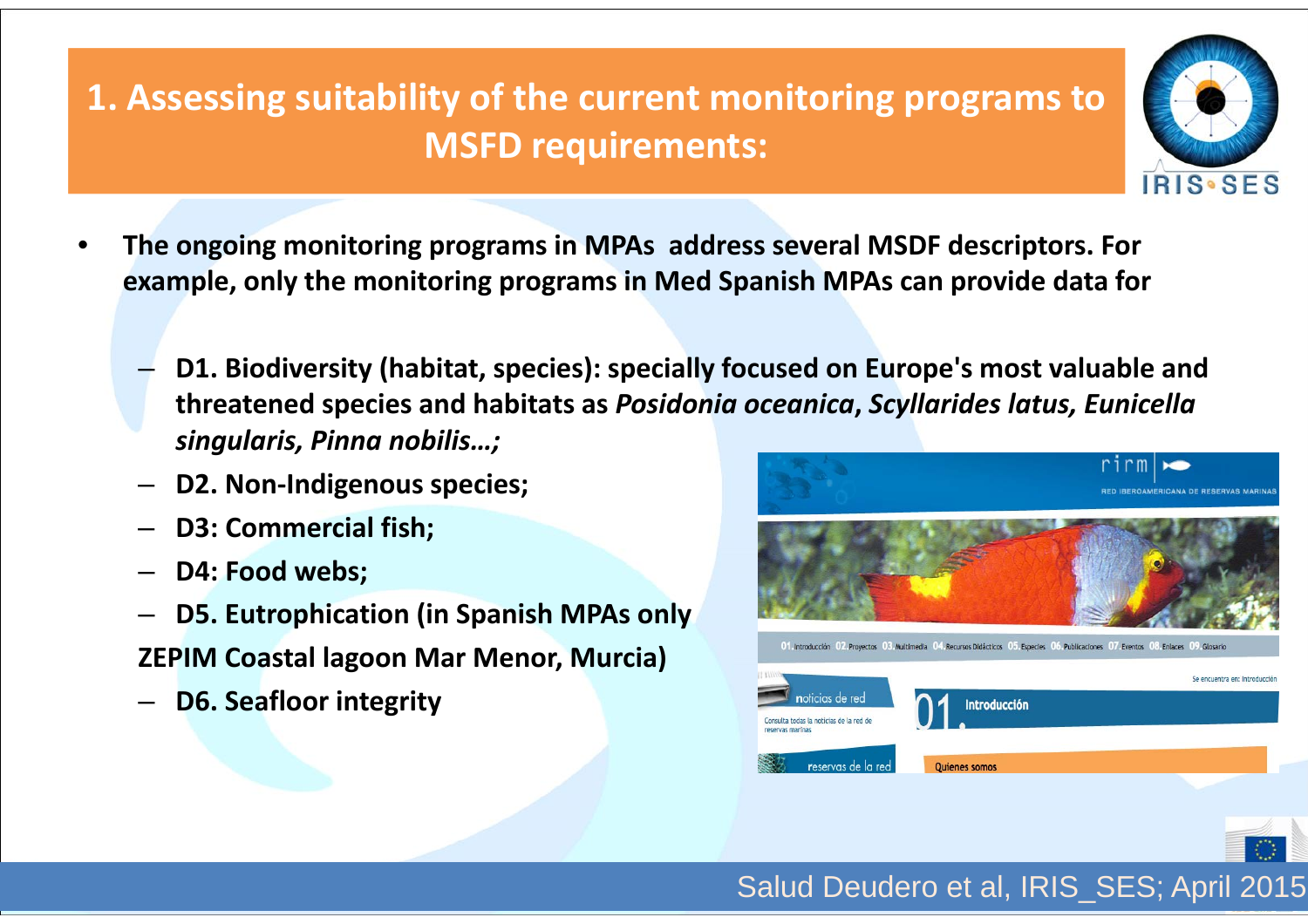# 1. Assessing suitability of the current monitoring programs to MSFD requirements:

- **The ongoing monitoring programs in MPAs address several MSDF descriptors. For example, only the monitoring programs in Med Spanish MPAs can provide data for**
  - **D1. Biodiversity (habitat, species): specially focused on Europe's most valuable and threatened species and habitats as *Posidonia oceanica*, *Scyllarides latus, Eunicella singularis, Pinna nobilis…;***
  - **D2. Non-Indigenous species;**
  - **D3: Commercial fish;**
  - **D4: Food webs;**
  - **D5. Eutrophication (in Spanish MPAs only ZEPIM Coastal lagoon Mar Menor, Murcia)**
  - **D6. Seafloor integrity**

Salud Deudero et al, IRIS_SES; April 2015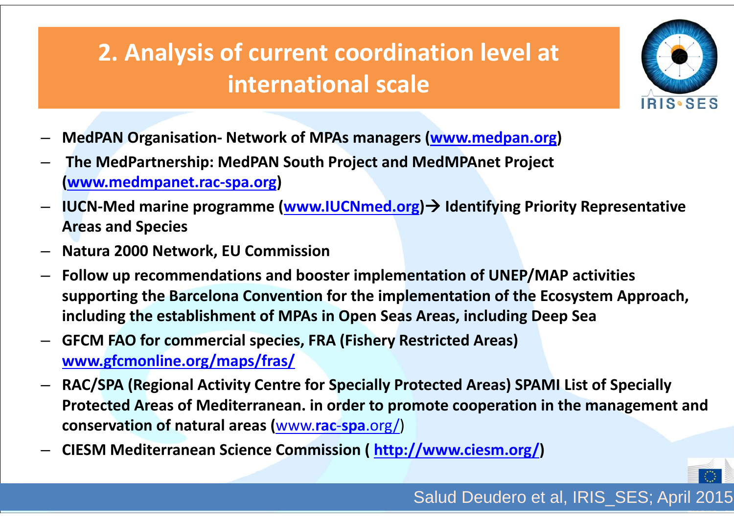## 2. Analysis of current coordination level at international scale

- **MedPAN Organisation- Network of MPAs managers (www.medpan.org)**
- **The MedPartnership: MedPAN South Project and MedMPAnet Project (www.medmpanet.rac-spa.org)**
- **IUCN-Med marine programme (www.IUCNmed.org)→ Identifying Priority Representative Areas and Species**
- **Natura 2000 Network, EU Commission**
- **Follow up recommendations and booster implementation of UNEP/MAP activities supporting the Barcelona Convention for the implementation of the Ecosystem Approach, including the establishment of MPAs in Open Seas Areas, including Deep Sea**
- **GFCM FAO for commercial species, FRA (Fishery Restricted Areas) www.gfcmonline.org/maps/fras/**
- **RAC/SPA (Regional Activity Centre for Specially Protected Areas) SPAMI List of Specially Protected Areas of Mediterranean. in order to promote cooperation in the management and conservation of natural areas (**www.**rac-spa**.org/**)**
- **CIESM Mediterranean Science Commission ( http://www.ciesm.org/)**

Salud Deudero et al, IRIS_SES; April 2015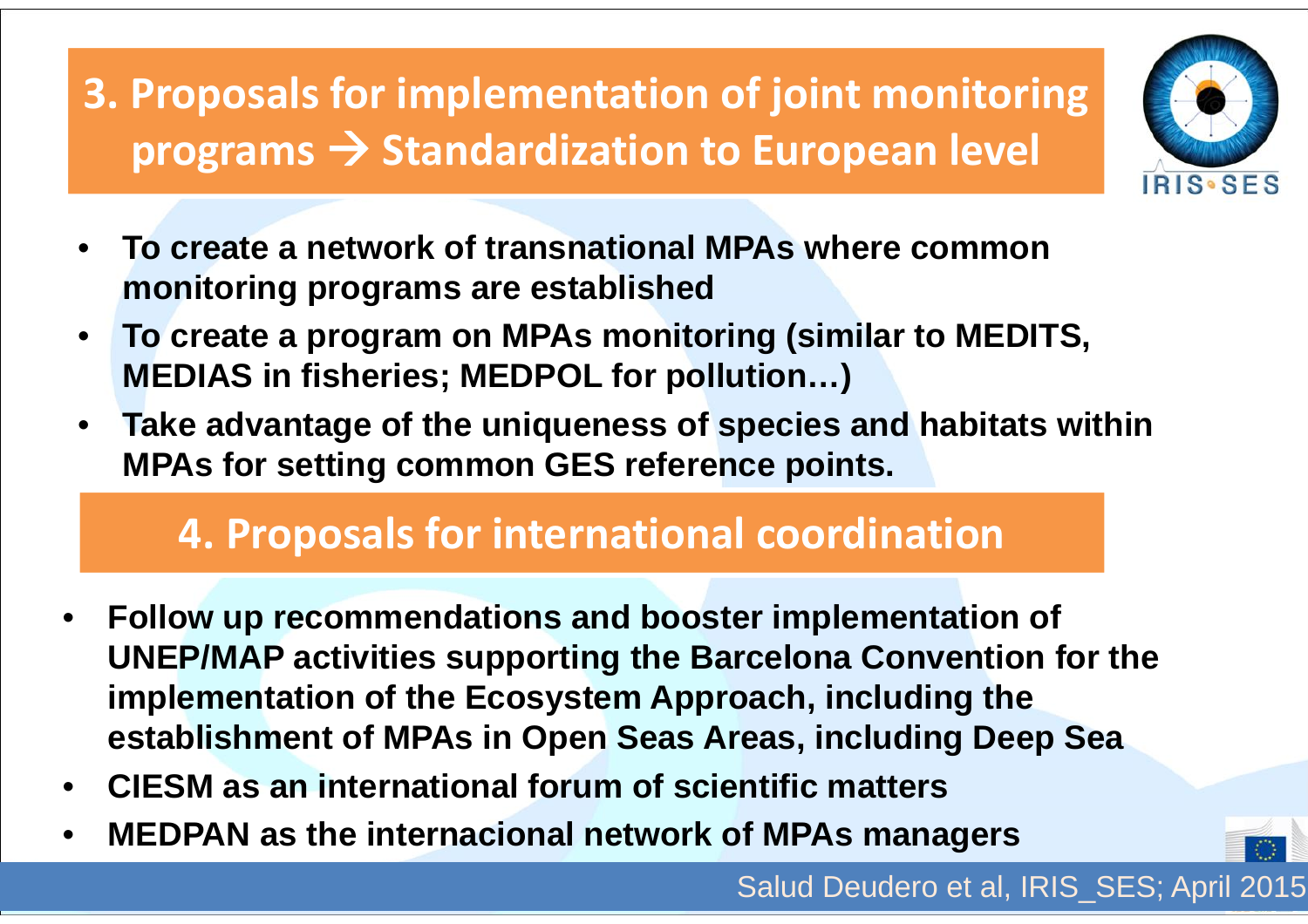## 3. Proposals for implementation of joint monitoring programs → Standardization to European level

- **To create a network of transnational MPAs where common monitoring programs are established**
- **To create a program on MPAs monitoring (similar to MEDITS, MEDIAS in fisheries; MEDPOL for pollution…)**
- **Take advantage of the uniqueness of species and habitats within MPAs for setting common GES reference points.**

## 4. Proposals for international coordination

- **Follow up recommendations and booster implementation of UNEP/MAP activities supporting the Barcelona Convention for the implementation of the Ecosystem Approach, including the establishment of MPAs in Open Seas Areas, including Deep Sea**
- **CIESM as an international forum of scientific matters**
- **MEDPAN as the internacional network of MPAs managers**

Salud Deudero et al, IRIS_SES; April 2015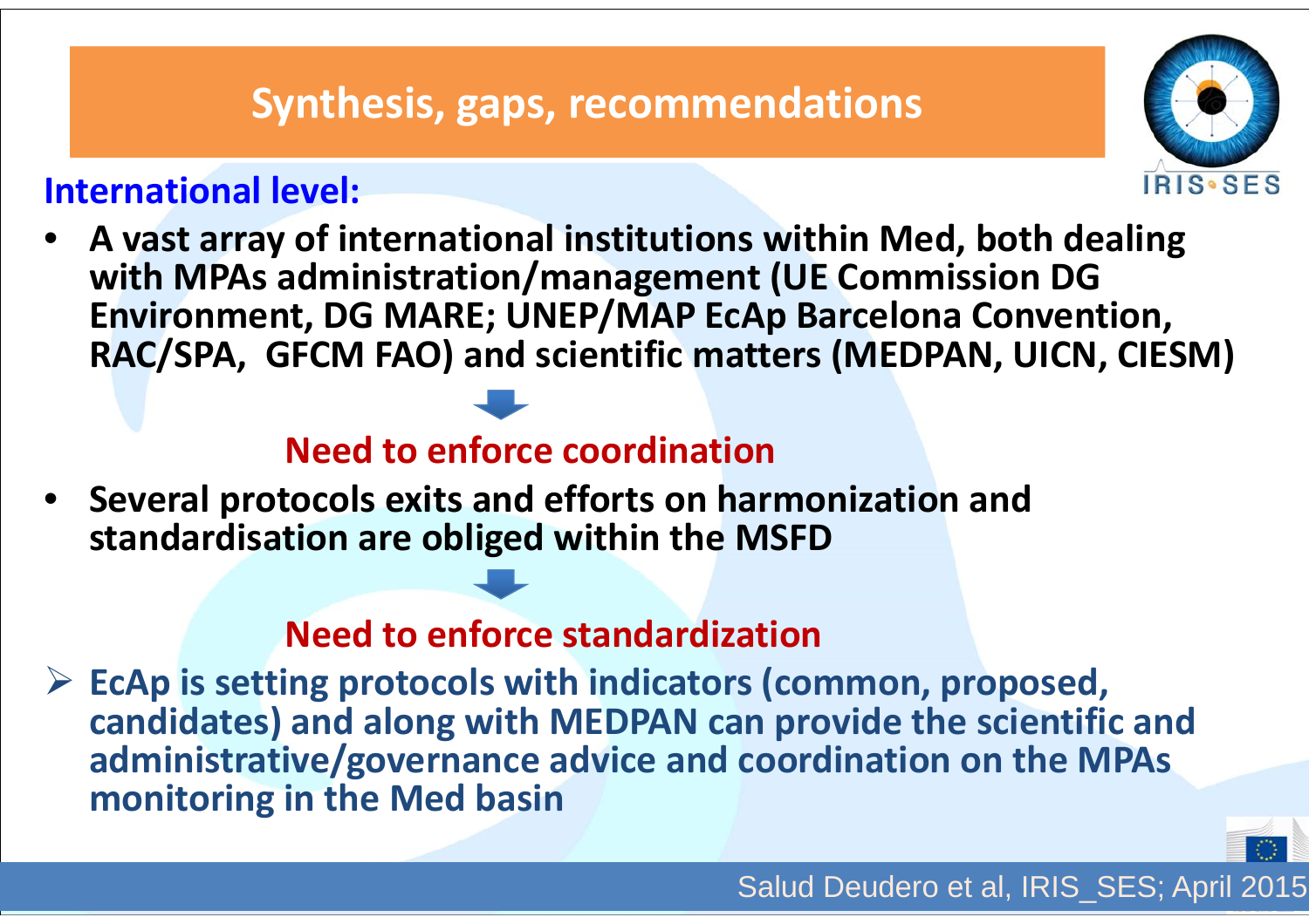# Synthesis, gaps, recommendations

## International level:

- **A vast array of international institutions within Med, both dealing with MPAs administration/management (UE Commission DG Environment, DG MARE; UNEP/MAP EcAp Barcelona Convention, RAC/SPA, GFCM FAO) and scientific matters (MEDPAN, UICN, CIESM)**

**Need to enforce coordination**

- **Several protocols exits and efforts on harmonization and standardisation are obliged within the MSFD**

**Need to enforce standardization**

- **EcAp is setting protocols with indicators (common, proposed, candidates) and along with MEDPAN can provide the scientific and administrative/governance advice and coordination on the MPAs monitoring in the Med basin**

Salud Deudero et al, IRIS_SES; April 2015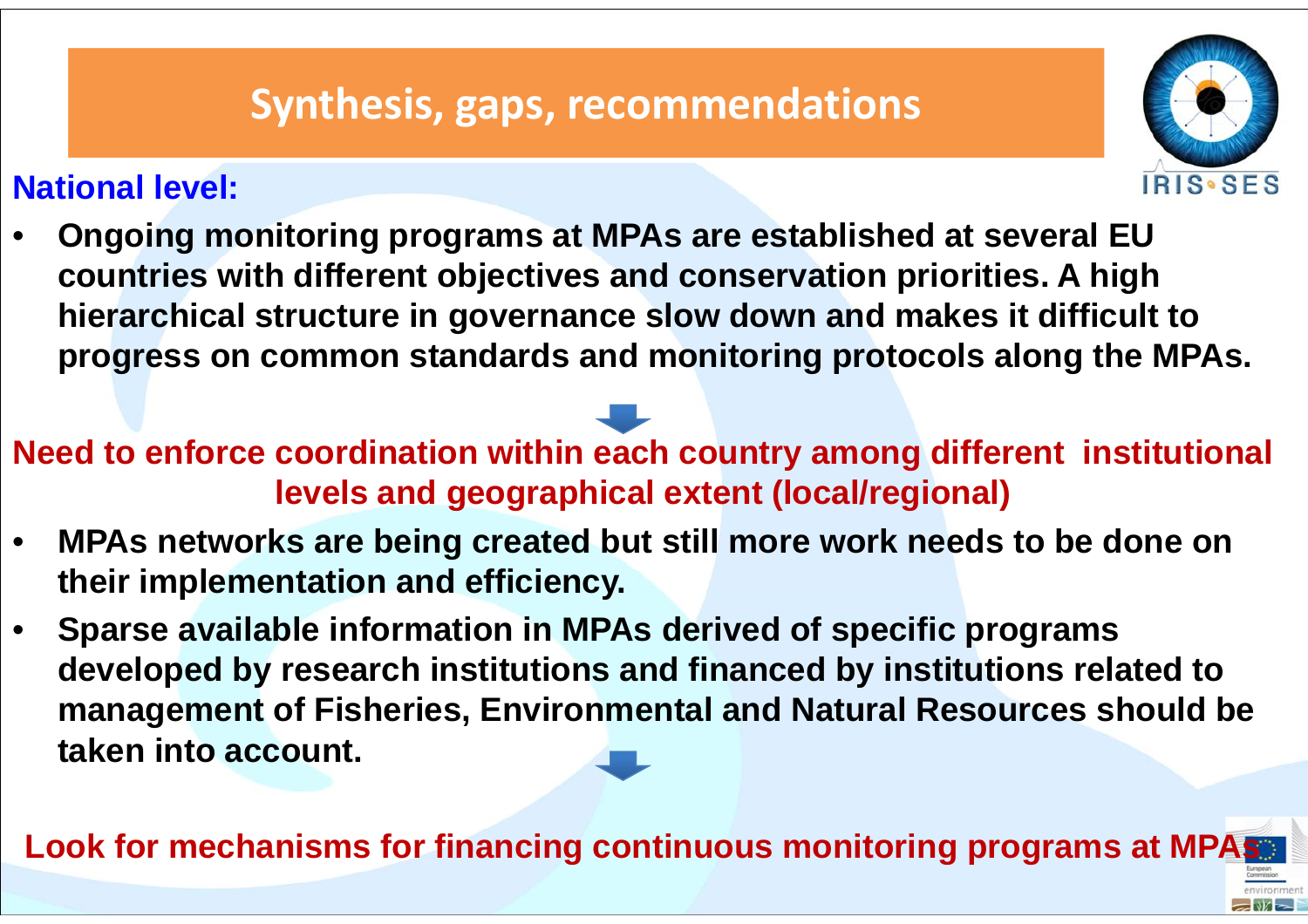# Synthesis, gaps, recommendations

## National level:

- **Ongoing monitoring programs at MPAs are established at several EU countries with different objectives and conservation priorities. A high hierarchical structure in governance slow down and makes it difficult to progress on common standards and monitoring protocols along the MPAs.**

**Need to enforce coordination within each country among different institutional levels and geographical extent (local/regional)**

- **MPAs networks are being created but still more work needs to be done on their implementation and efficiency.**
- **Sparse available information in MPAs derived of specific programs developed by research institutions and financed by institutions related to management of Fisheries, Environmental and Natural Resources should be taken into account.**

**Look for mechanisms for financing continuous monitoring programs at MPAs**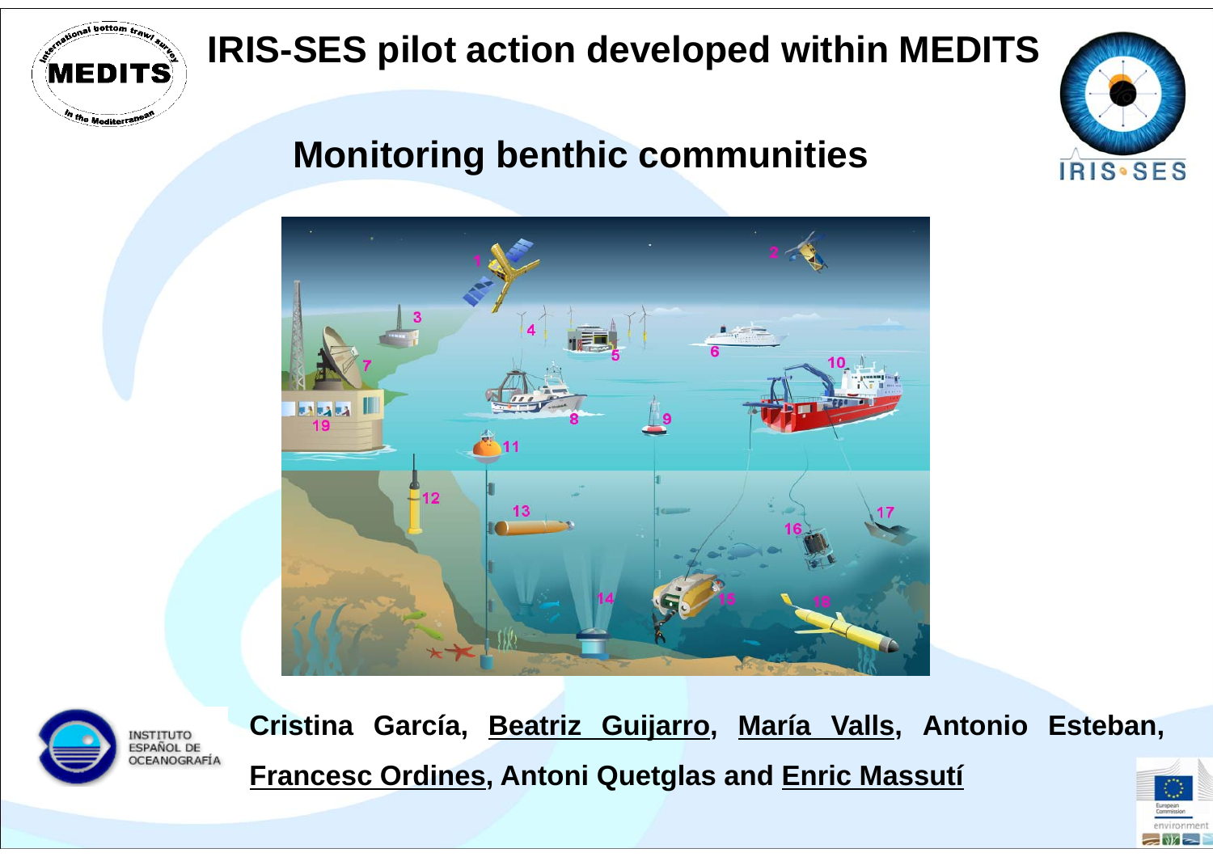# IRIS-SES pilot action developed within MEDITS

## Monitoring benthic communities

Cristina García, <u>Beatriz Guijarro</u>, <u>María Valls</u>, Antonio Esteban, <u>Francesc Ordines</u>, Antoni Quetglas and <u>Enric Massutí</u>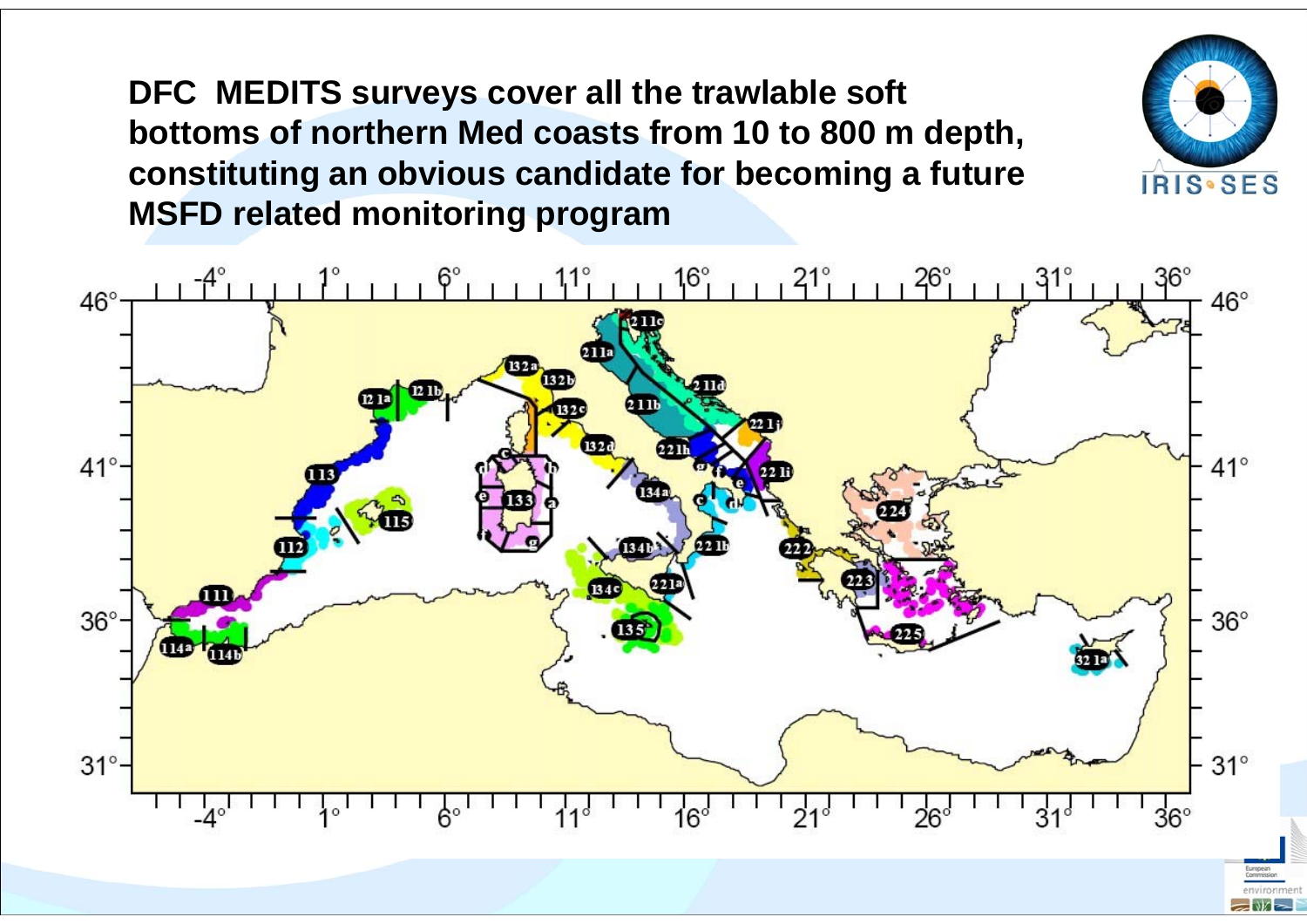**DFC MEDITS surveys cover all the trawlable soft bottoms of northern Med coasts from 10 to 800 m depth, constituting an obvious candidate for becoming a future MSFD related monitoring program**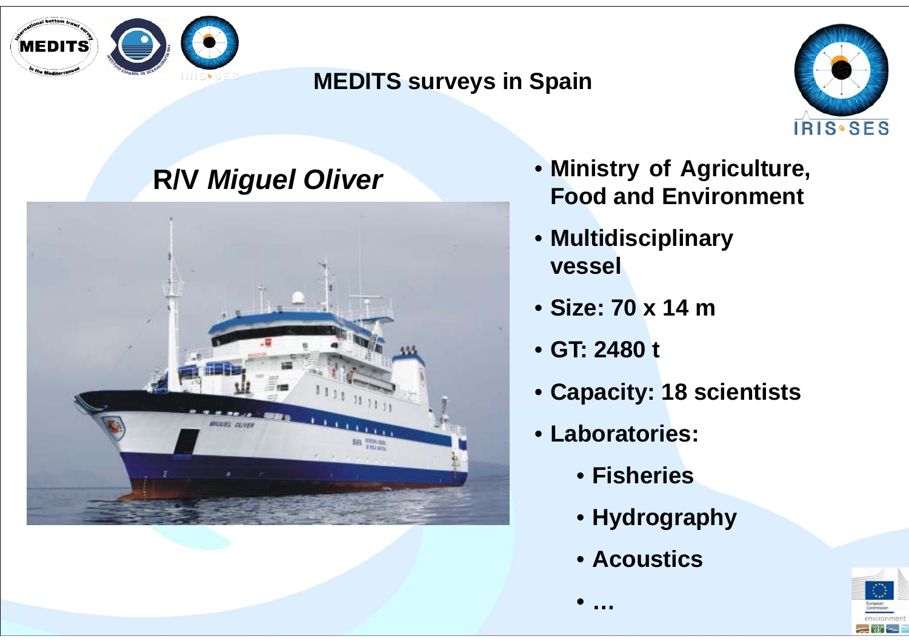## MEDITS surveys in Spain

### R/V *Miguel Oliver*

- Ministry of Agriculture, Food and Environment
- Multidisciplinary vessel
- Size: 70 x 14 m
- GT: 2480 t
- Capacity: 18 scientists
- Laboratories:
  - Fisheries
  - Hydrography
  - Acoustics
  - …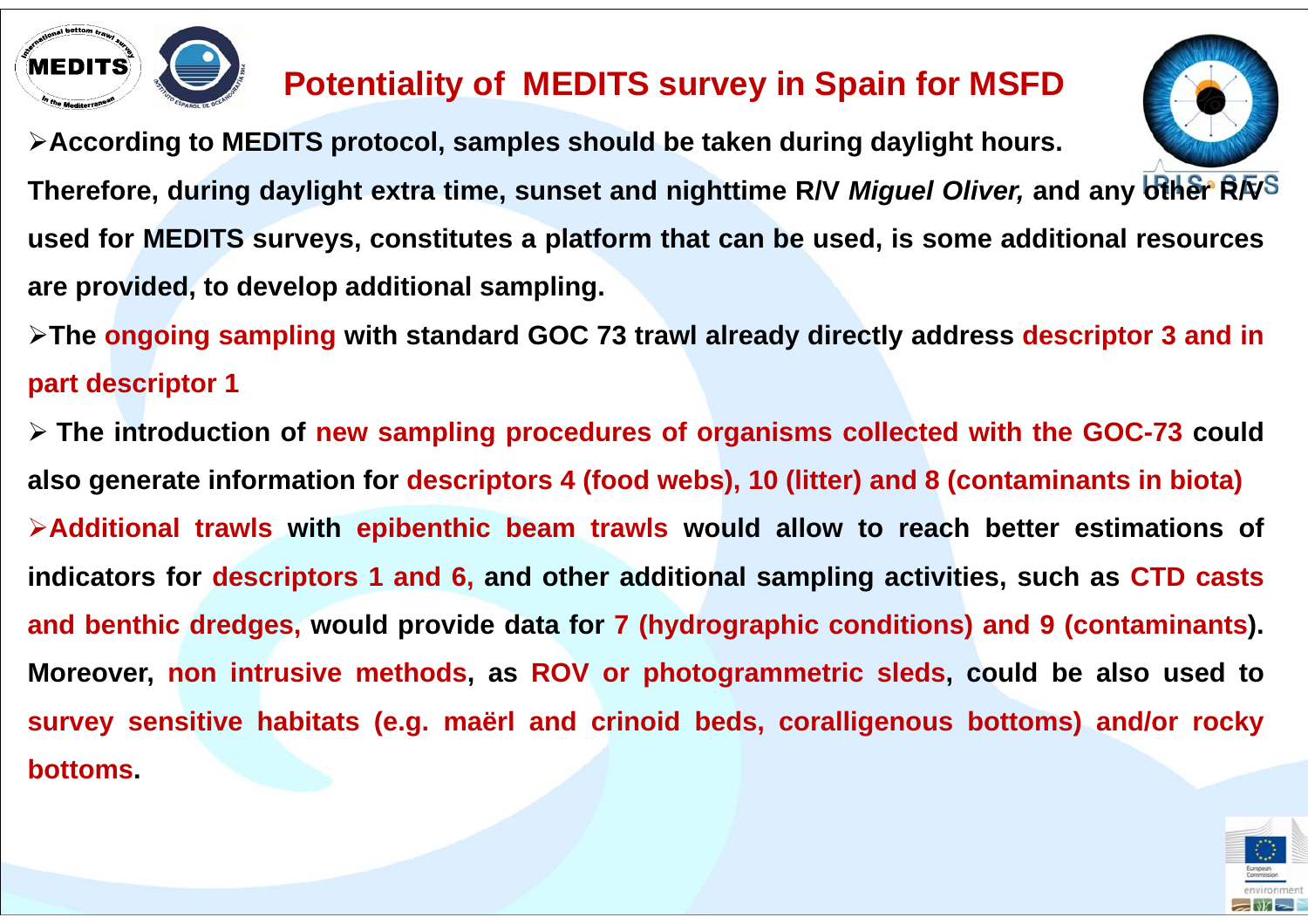# Potentiality of MEDITS survey in Spain for MSFD

- **According to MEDITS protocol, samples should be taken during daylight hours.**

**Therefore, during daylight extra time, sunset and nighttime R/V *Miguel Oliver,* and any other R/V used for MEDITS surveys, constitutes a platform that can be used, is some additional resources are provided, to develop additional sampling.**

- **The ongoing sampling with standard GOC 73 trawl already directly address descriptor 3 and in part descriptor 1**

- **The introduction of new sampling procedures of organisms collected with the GOC-73 could also generate information for descriptors 4 (food webs), 10 (litter) and 8 (contaminants in biota)**

- **Additional trawls with epibenthic beam trawls would allow to reach better estimations of indicators for descriptors 1 and 6, and other additional sampling activities, such as CTD casts and benthic dredges, would provide data for 7 (hydrographic conditions) and 9 (contaminants). Moreover, non intrusive methods, as ROV or photogrammetric sleds, could be also used to survey sensitive habitats (e.g. maërl and crinoid beds, coralligenous bottoms) and/or rocky bottoms.**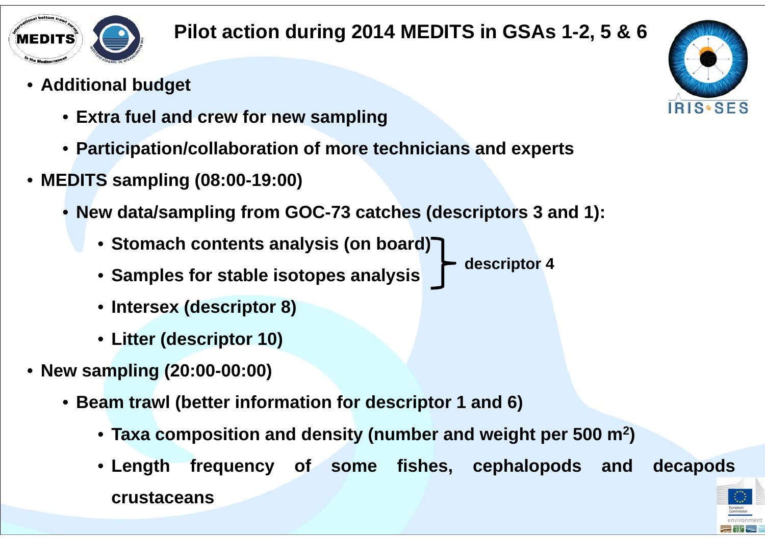# Pilot action during 2014 MEDITS in GSAs 1-2, 5 & 6

- **Additional budget**
  - **Extra fuel and crew for new sampling**
  - **Participation/collaboration of more technicians and experts**
- **MEDITS sampling (08:00-19:00)**
  - **New data/sampling from GOC-73 catches (descriptors 3 and 1):**
    - **Stomach contents analysis (on board)** } **descriptor 4**
    - **Samples for stable isotopes analysis** } **descriptor 4**
    - **Intersex (descriptor 8)**
    - **Litter (descriptor 10)**
- **New sampling (20:00-00:00)**
  - **Beam trawl (better information for descriptor 1 and 6)**
    - **Taxa composition and density (number and weight per 500 m$^2$)**
    - **Length frequency of some fishes, cephalopods and decapods crustaceans**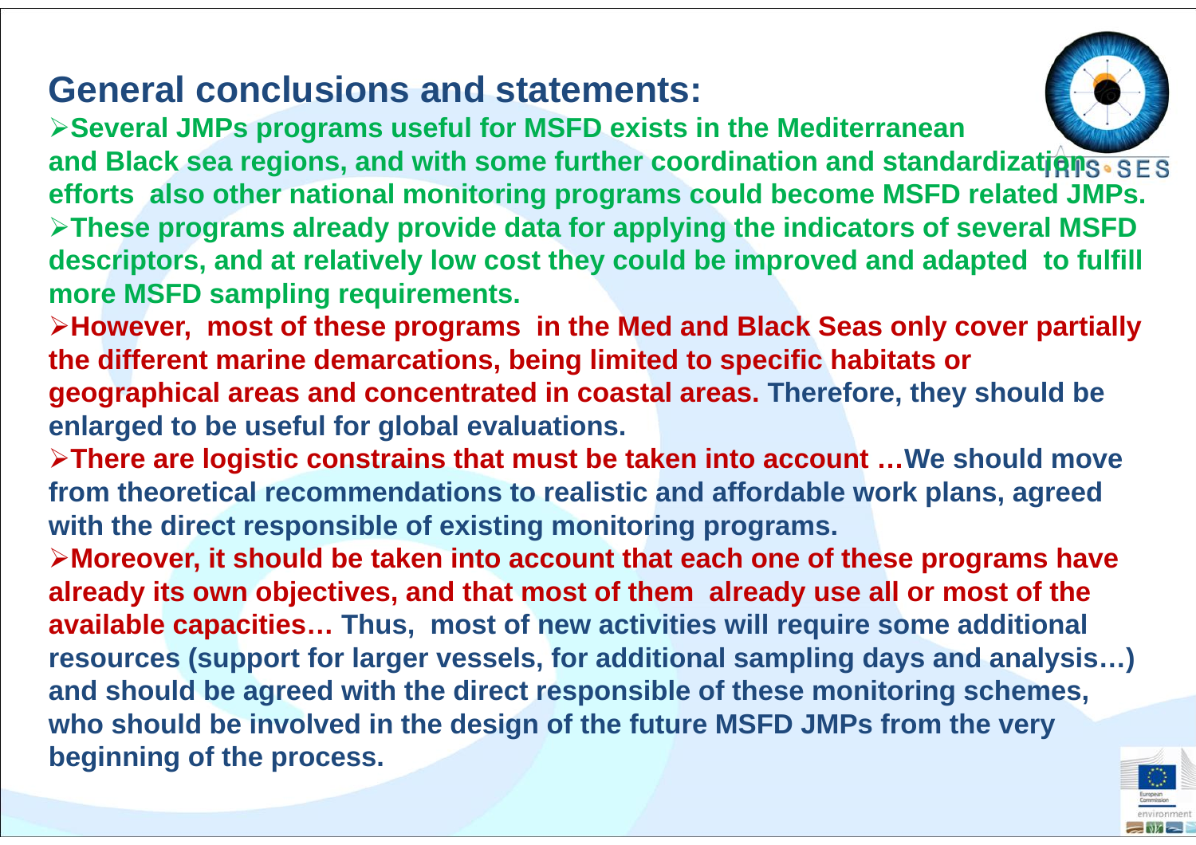# General conclusions and statements:

- **Several JMPs programs useful for MSFD exists in the Mediterranean and Black sea regions, and with some further coordination and standardization efforts also other national monitoring programs could become MSFD related JMPs.**
- **These programs already provide data for applying the indicators of several MSFD descriptors, and at relatively low cost they could be improved and adapted to fulfill more MSFD sampling requirements.**
- **However, most of these programs in the Med and Black Seas only cover partially the different marine demarcations, being limited to specific habitats or geographical areas and concentrated in coastal areas. Therefore, they should be enlarged to be useful for global evaluations.**
- **There are logistic constrains that must be taken into account …We should move from theoretical recommendations to realistic and affordable work plans, agreed with the direct responsible of existing monitoring programs.**
- **Moreover, it should be taken into account that each one of these programs have already its own objectives, and that most of them already use all or most of the available capacities… Thus, most of new activities will require some additional resources (support for larger vessels, for additional sampling days and analysis…) and should be agreed with the direct responsible of these monitoring schemes, who should be involved in the design of the future MSFD JMPs from the very beginning of the process.**